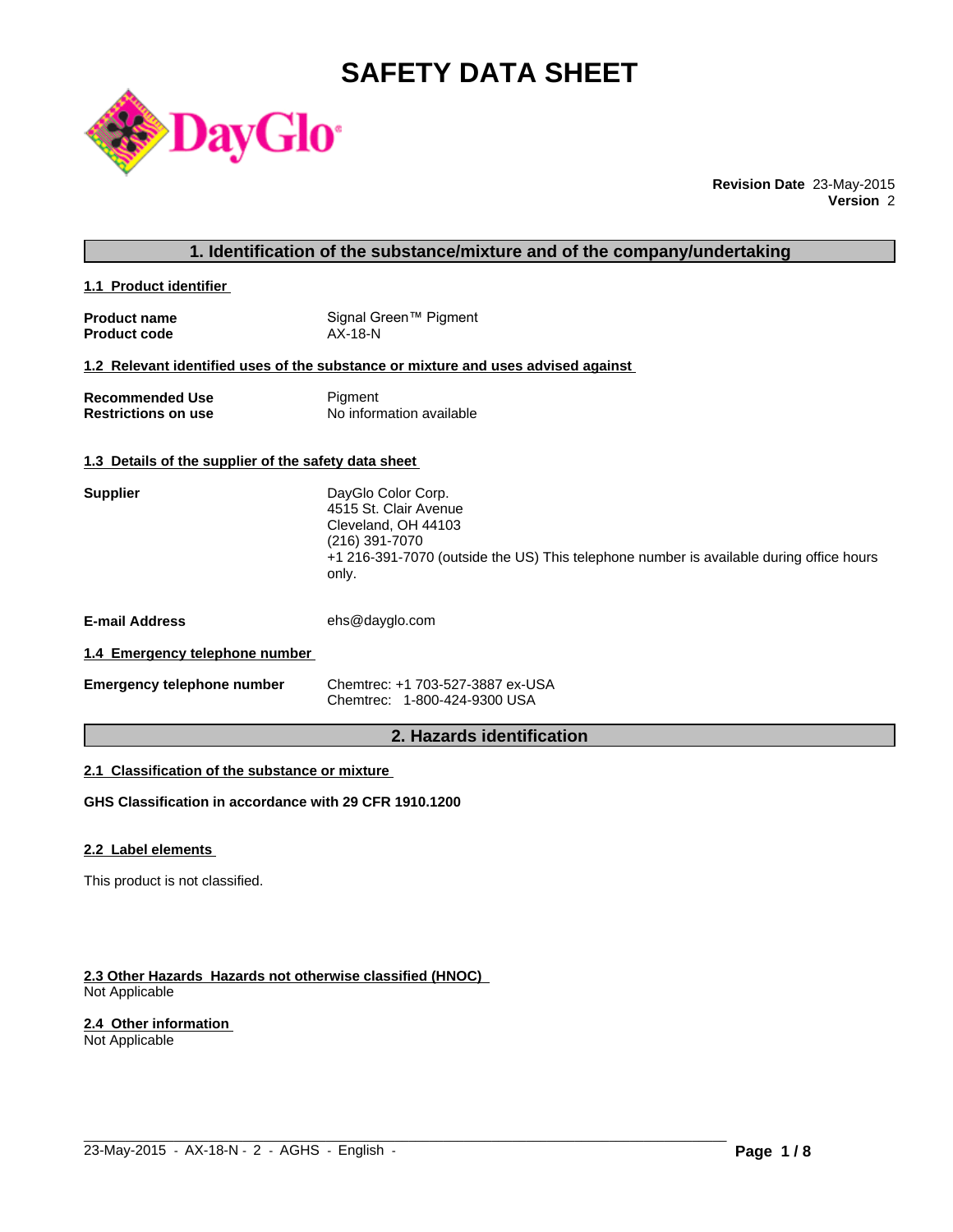# SAFETY DATA SHEET

DayGlo

**Revision Date** 23-May-2015
**Version** 2

## 1. Identification of the substance/mixture and of the company/undertaking

### 1.1 Product identifier

| | |
|---|---|
| **Product name** | Signal Green™ Pigment |
| **Product code** | AX-18-N |

### 1.2 Relevant identified uses of the substance or mixture and uses advised against

| | |
|---|---|
| **Recommended Use** | Pigment |
| **Restrictions on use** | No information available |

### 1.3 Details of the supplier of the safety data sheet

**Supplier**

DayGlo Color Corp.
4515 St. Clair Avenue
Cleveland, OH 44103
(216) 391-7070
+1 216-391-7070 (outside the US) This telephone number is available during office hours only.

**E-mail Address** ehs@dayglo.com

### 1.4 Emergency telephone number

**Emergency telephone number**

Chemtrec: +1 703-527-3887 ex-USA
Chemtrec: 1-800-424-9300 USA

## 2. Hazards identification

### 2.1 Classification of the substance or mixture

**GHS Classification in accordance with 29 CFR 1910.1200**

### 2.2 Label elements

This product is not classified.

### 2.3 Other Hazards Hazards not otherwise classified (HNOC)

Not Applicable

### 2.4 Other information

Not Applicable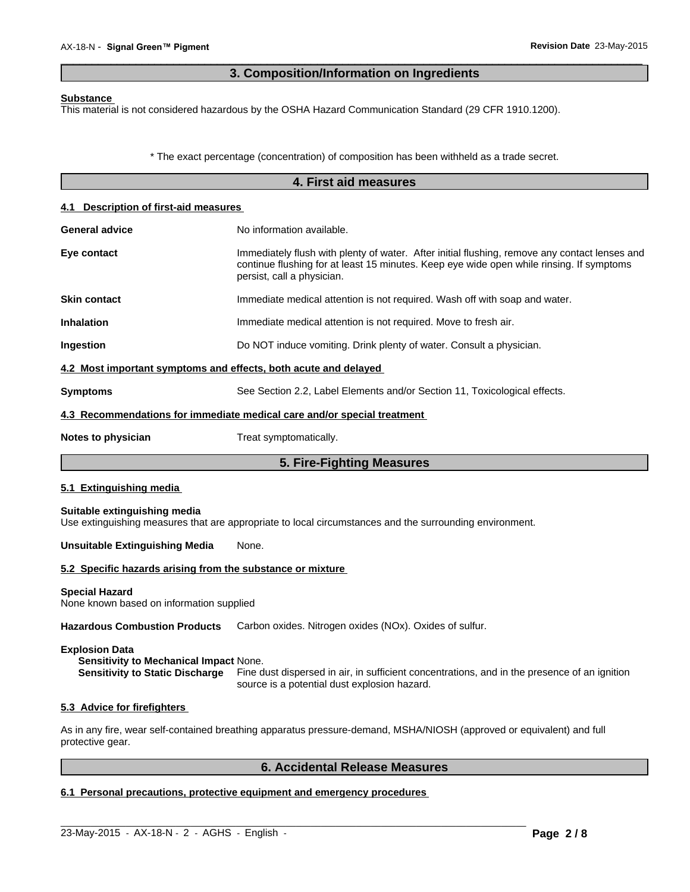## 3. Composition/Information on Ingredients

**Substance**

This material is not considered hazardous by the OSHA Hazard Communication Standard (29 CFR 1910.1200).

\* The exact percentage (concentration) of composition has been withheld as a trade secret.

## 4. First aid measures

### 4.1 Description of first-aid measures

**General advice** No information available.

**Eye contact** Immediately flush with plenty of water. After initial flushing, remove any contact lenses and continue flushing for at least 15 minutes. Keep eye wide open while rinsing. If symptoms persist, call a physician.

**Skin contact** Immediate medical attention is not required. Wash off with soap and water.

**Inhalation** Immediate medical attention is not required. Move to fresh air.

**Ingestion** Do NOT induce vomiting. Drink plenty of water. Consult a physician.

### 4.2 Most important symptoms and effects, both acute and delayed

**Symptoms** See Section 2.2, Label Elements and/or Section 11, Toxicological effects.

### 4.3 Recommendations for immediate medical care and/or special treatment

**Notes to physician** Treat symptomatically.

## 5. Fire-Fighting Measures

### 5.1 Extinguishing media

**Suitable extinguishing media**

Use extinguishing measures that are appropriate to local circumstances and the surrounding environment.

**Unsuitable Extinguishing Media** None.

### 5.2 Specific hazards arising from the substance or mixture

**Special Hazard**

None known based on information supplied

**Hazardous Combustion Products** Carbon oxides. Nitrogen oxides (NOx). Oxides of sulfur.

**Explosion Data**

**Sensitivity to Mechanical Impact** None.

**Sensitivity to Static Discharge** Fine dust dispersed in air, in sufficient concentrations, and in the presence of an ignition source is a potential dust explosion hazard.

### 5.3 Advice for firefighters

As in any fire, wear self-contained breathing apparatus pressure-demand, MSHA/NIOSH (approved or equivalent) and full protective gear.

## 6. Accidental Release Measures

### 6.1 Personal precautions, protective equipment and emergency procedures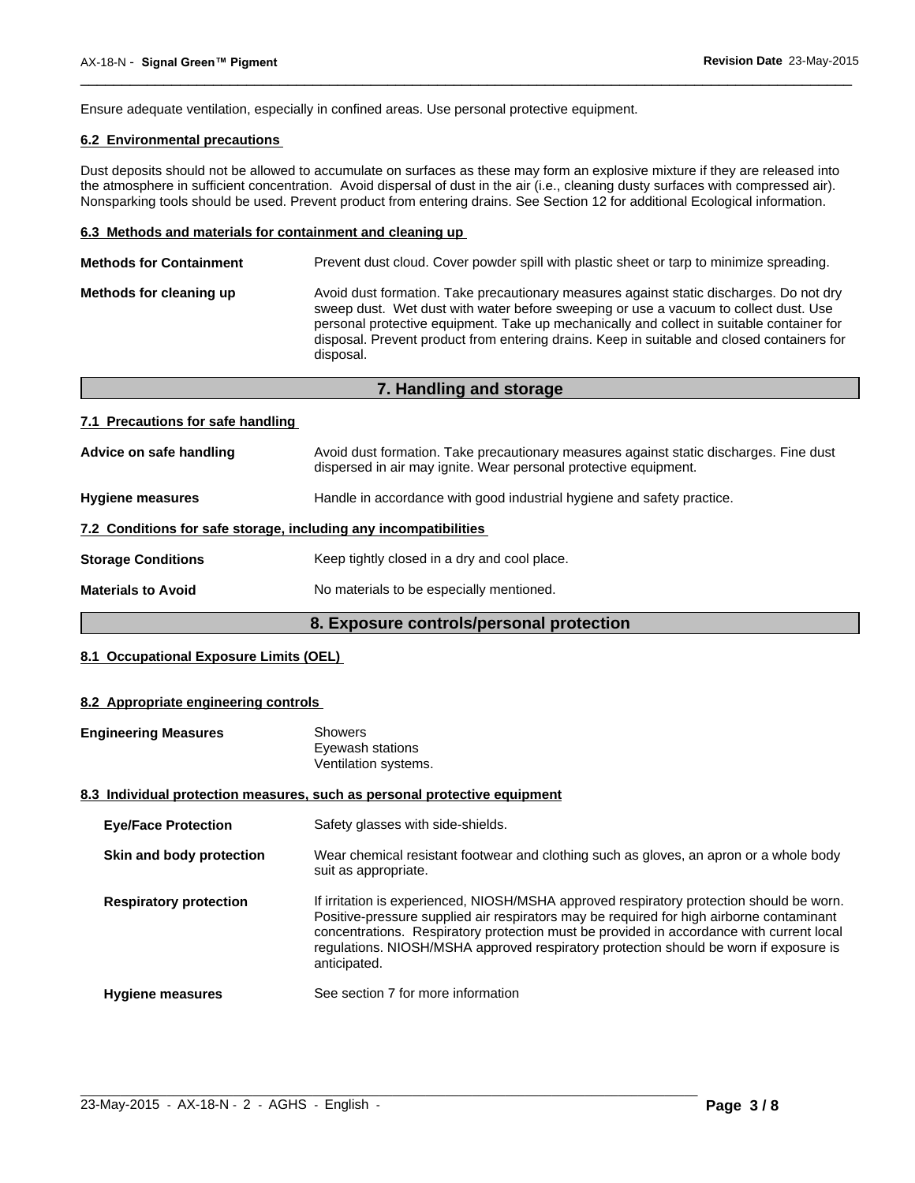Ensure adequate ventilation, especially in confined areas. Use personal protective equipment.

### 6.2 Environmental precautions

Dust deposits should not be allowed to accumulate on surfaces as these may form an explosive mixture if they are released into the atmosphere in sufficient concentration. Avoid dispersal of dust in the air (i.e., cleaning dusty surfaces with compressed air). Nonsparking tools should be used. Prevent product from entering drains. See Section 12 for additional Ecological information.

### 6.3 Methods and materials for containment and cleaning up

**Methods for Containment** — Prevent dust cloud. Cover powder spill with plastic sheet or tarp to minimize spreading.

**Methods for cleaning up** — Avoid dust formation. Take precautionary measures against static discharges. Do not dry sweep dust. Wet dust with water before sweeping or use a vacuum to collect dust. Use personal protective equipment. Take up mechanically and collect in suitable container for disposal. Prevent product from entering drains. Keep in suitable and closed containers for disposal.

## 7. Handling and storage

### 7.1 Precautions for safe handling

**Advice on safe handling** — Avoid dust formation. Take precautionary measures against static discharges. Fine dust dispersed in air may ignite. Wear personal protective equipment.

**Hygiene measures** — Handle in accordance with good industrial hygiene and safety practice.

### 7.2 Conditions for safe storage, including any incompatibilities

**Storage Conditions** — Keep tightly closed in a dry and cool place.

**Materials to Avoid** — No materials to be especially mentioned.

## 8. Exposure controls/personal protection

### 8.1 Occupational Exposure Limits (OEL)

### 8.2 Appropriate engineering controls

**Engineering Measures** — Showers
Eyewash stations
Ventilation systems.

### 8.3 Individual protection measures, such as personal protective equipment

**Eye/Face Protection** — Safety glasses with side-shields.

**Skin and body protection** — Wear chemical resistant footwear and clothing such as gloves, an apron or a whole body suit as appropriate.

**Respiratory protection** — If irritation is experienced, NIOSH/MSHA approved respiratory protection should be worn. Positive-pressure supplied air respirators may be required for high airborne contaminant concentrations. Respiratory protection must be provided in accordance with current local regulations. NIOSH/MSHA approved respiratory protection should be worn if exposure is anticipated.

**Hygiene measures** — See section 7 for more information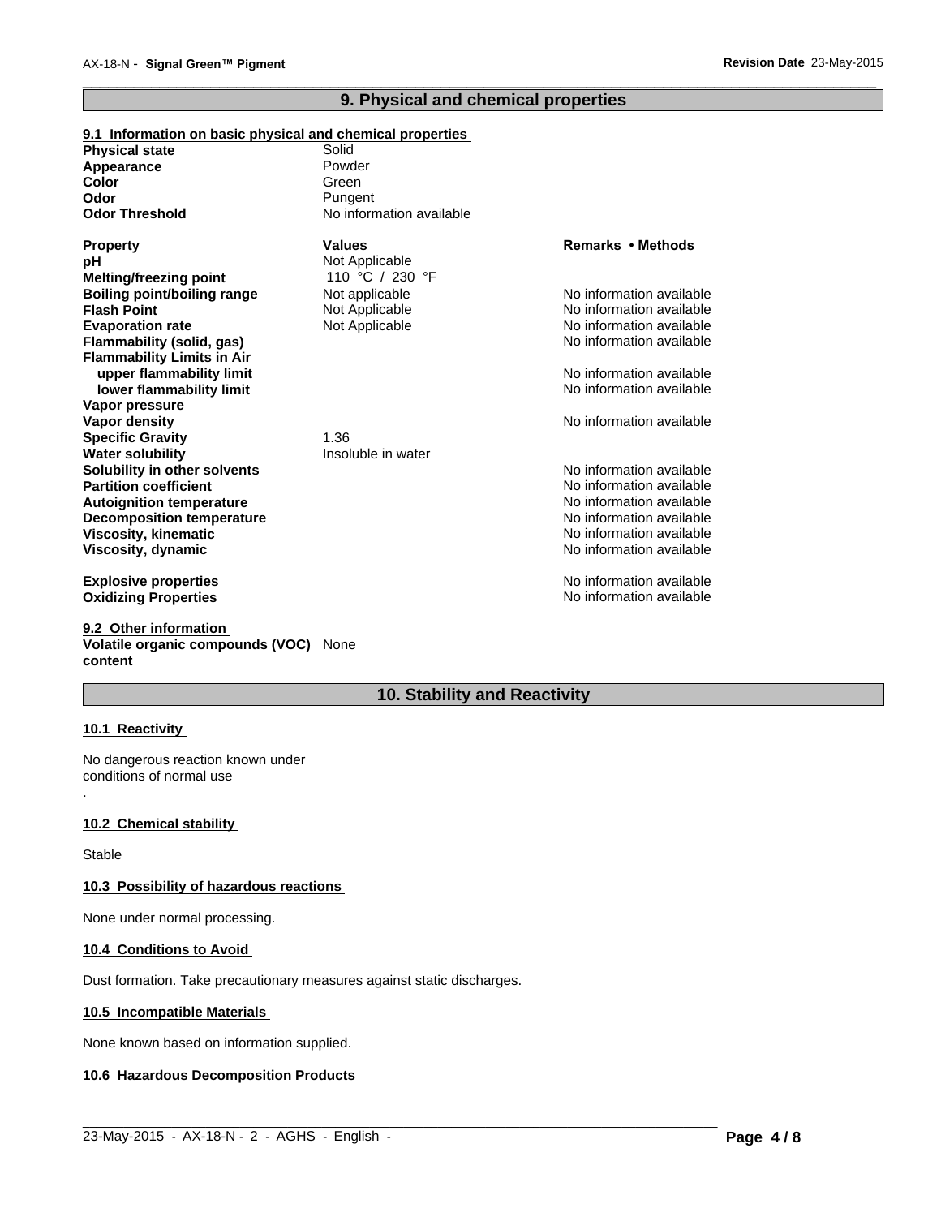## 9. Physical and chemical properties

### 9.1 Information on basic physical and chemical properties

| | |
|---|---|
| **Physical state** | Solid |
| **Appearance** | Powder |
| **Color** | Green |
| **Odor** | Pungent |
| **Odor Threshold** | No information available |

| Property | Values | Remarks • Methods |
|---|---|---|
| **pH** | Not Applicable | |
| **Melting/freezing point** | 110 °C / 230 °F | |
| **Boiling point/boiling range** | Not applicable | No information available |
| **Flash Point** | Not Applicable | No information available |
| **Evaporation rate** | Not Applicable | No information available |
| **Flammability (solid, gas)** | | No information available |
| **Flammability Limits in Air** | | |
| **upper flammability limit** | | No information available |
| **lower flammability limit** | | No information available |
| **Vapor pressure** | | |
| **Vapor density** | | No information available |
| **Specific Gravity** | 1.36 | |
| **Water solubility** | Insoluble in water | |
| **Solubility in other solvents** | | No information available |
| **Partition coefficient** | | No information available |
| **Autoignition temperature** | | No information available |
| **Decomposition temperature** | | No information available |
| **Viscosity, kinematic** | | No information available |
| **Viscosity, dynamic** | | No information available |
| **Explosive properties** | | No information available |
| **Oxidizing Properties** | | No information available |

### 9.2 Other information

**Volatile organic compounds (VOC) content** None

## 10. Stability and Reactivity

### 10.1 Reactivity

No dangerous reaction known under conditions of normal use

.

### 10.2 Chemical stability

Stable

### 10.3 Possibility of hazardous reactions

None under normal processing.

### 10.4 Conditions to Avoid

Dust formation. Take precautionary measures against static discharges.

### 10.5 Incompatible Materials

None known based on information supplied.

### 10.6 Hazardous Decomposition Products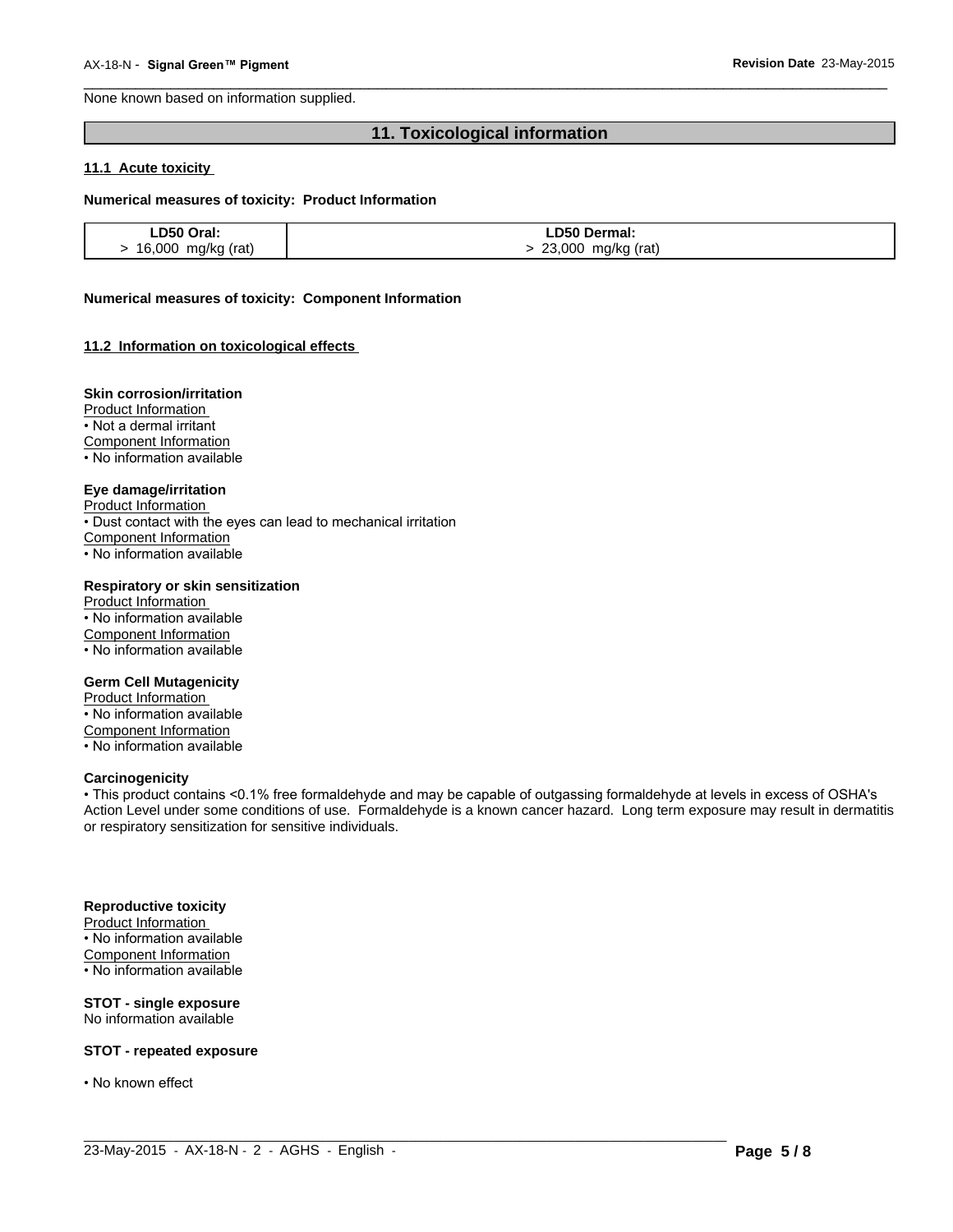None known based on information supplied.

## 11. Toxicological information

### 11.1 Acute toxicity

**Numerical measures of toxicity: Product Information**

| LD50 Oral: | LD50 Dermal: |
|---|---|
| > 16,000 mg/kg (rat) | > 23,000 mg/kg (rat) |

**Numerical measures of toxicity: Component Information**

### 11.2 Information on toxicological effects

**Skin corrosion/irritation**

Product Information

• Not a dermal irritant

Component Information

• No information available

**Eye damage/irritation**

Product Information

• Dust contact with the eyes can lead to mechanical irritation

Component Information

• No information available

**Respiratory or skin sensitization**

Product Information

• No information available

Component Information

• No information available

**Germ Cell Mutagenicity**

Product Information

• No information available

Component Information

• No information available

**Carcinogenicity**

• This product contains <0.1% free formaldehyde and may be capable of outgassing formaldehyde at levels in excess of OSHA's Action Level under some conditions of use. Formaldehyde is a known cancer hazard. Long term exposure may result in dermatitis or respiratory sensitization for sensitive individuals.

**Reproductive toxicity**

Product Information

• No information available

Component Information

• No information available

**STOT - single exposure**

No information available

**STOT - repeated exposure**

• No known effect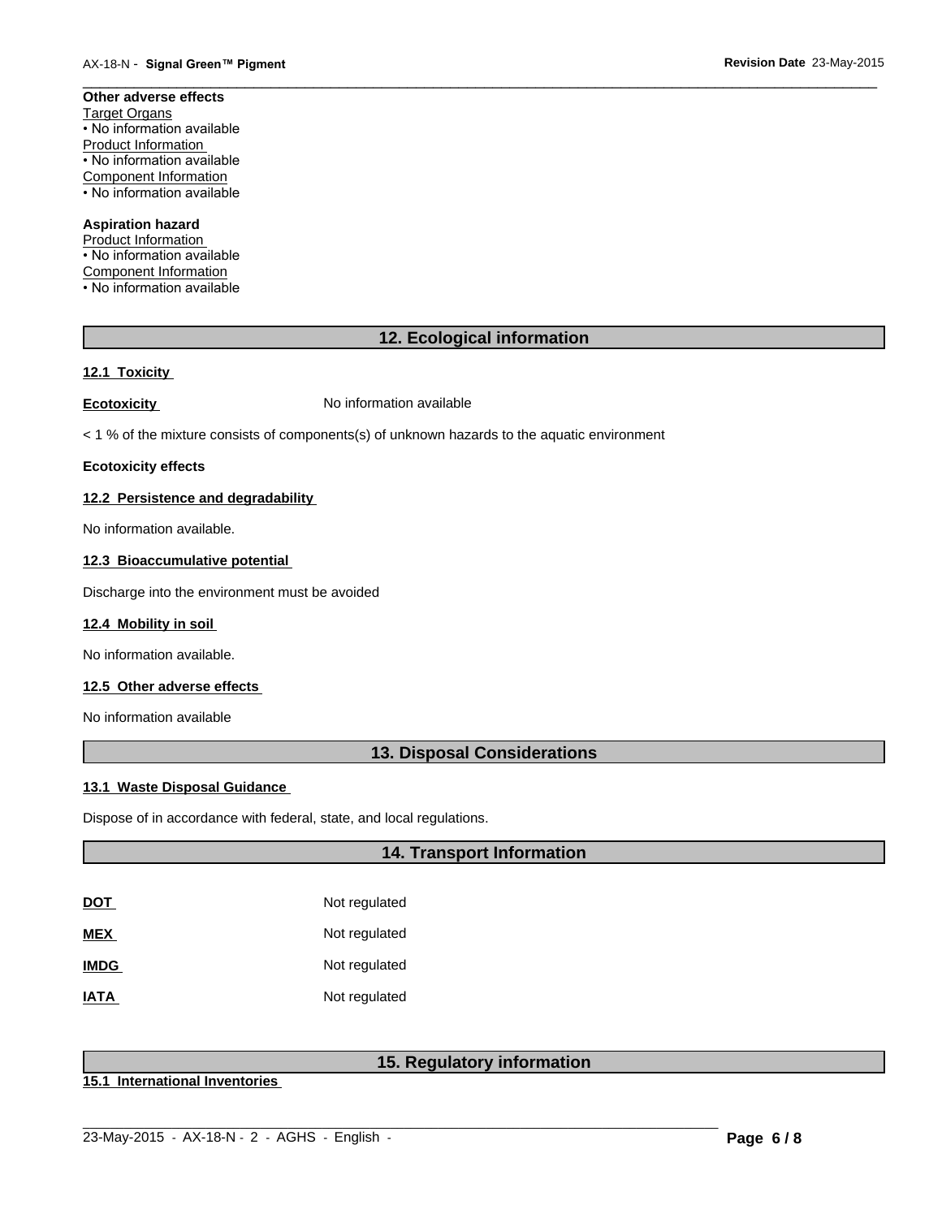**Other adverse effects**

Target Organs
• No information available
Product Information
• No information available
Component Information
• No information available

**Aspiration hazard**

Product Information
• No information available
Component Information
• No information available

## 12. Ecological information

### 12.1 Toxicity

**Ecotoxicity** No information available

< 1 % of the mixture consists of components(s) of unknown hazards to the aquatic environment

**Ecotoxicity effects**

### 12.2 Persistence and degradability

No information available.

### 12.3 Bioaccumulative potential

Discharge into the environment must be avoided

### 12.4 Mobility in soil

No information available.

### 12.5 Other adverse effects

No information available

## 13. Disposal Considerations

### 13.1 Waste Disposal Guidance

Dispose of in accordance with federal, state, and local regulations.

## 14. Transport Information

| | |
|---|---|
| **DOT** | Not regulated |
| **MEX** | Not regulated |
| **IMDG** | Not regulated |
| **IATA** | Not regulated |

## 15. Regulatory information

### 15.1 International Inventories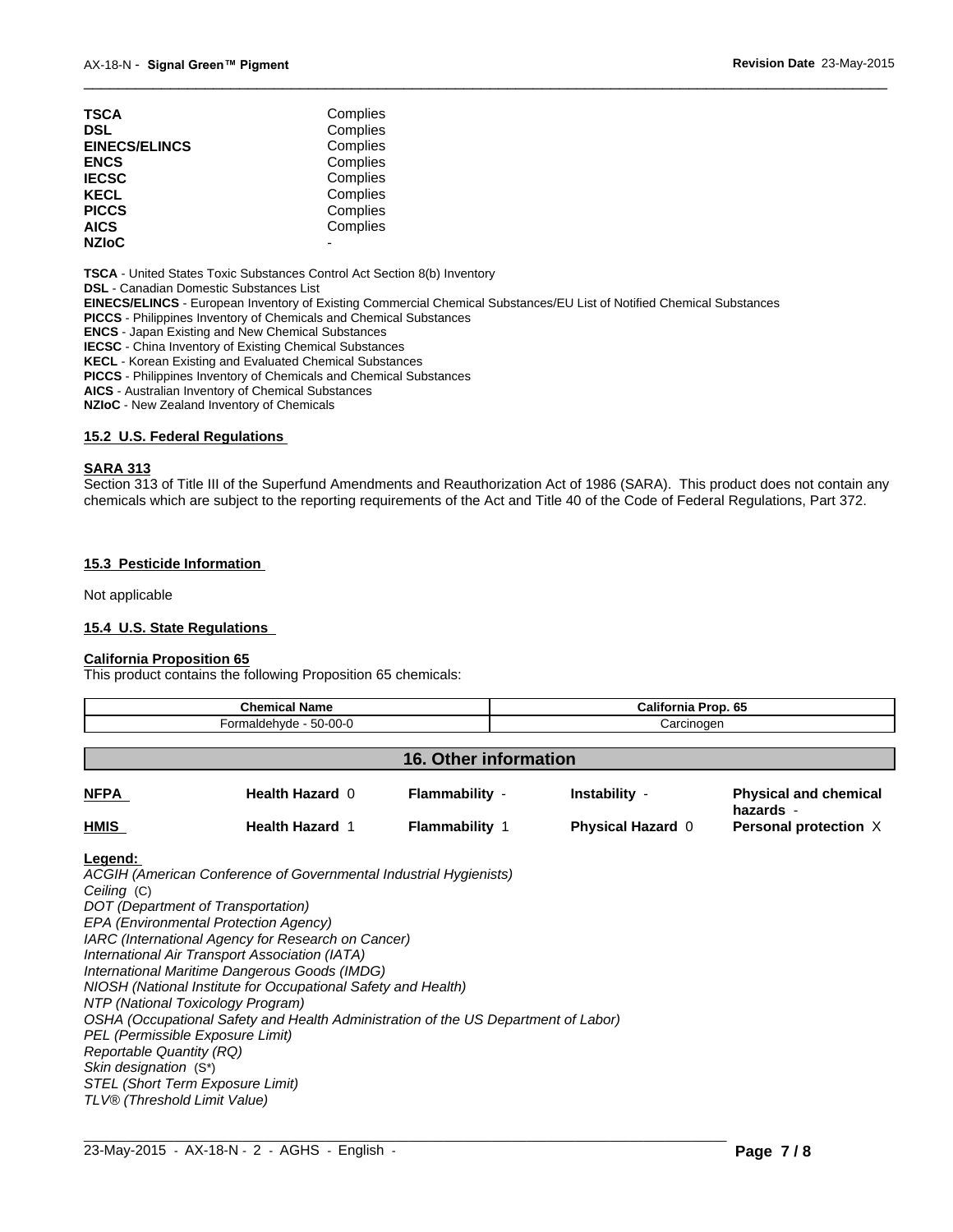| | |
|---|---|
| **TSCA** | Complies |
| **DSL** | Complies |
| **EINECS/ELINCS** | Complies |
| **ENCS** | Complies |
| **IECSC** | Complies |
| **KECL** | Complies |
| **PICCS** | Complies |
| **AICS** | Complies |
| **NZIoC** | - |

**TSCA** - United States Toxic Substances Control Act Section 8(b) Inventory
**DSL** - Canadian Domestic Substances List
**EINECS/ELINCS** - European Inventory of Existing Commercial Chemical Substances/EU List of Notified Chemical Substances
**PICCS** - Philippines Inventory of Chemicals and Chemical Substances
**ENCS** - Japan Existing and New Chemical Substances
**IECSC** - China Inventory of Existing Chemical Substances
**KECL** - Korean Existing and Evaluated Chemical Substances
**PICCS** - Philippines Inventory of Chemicals and Chemical Substances
**AICS** - Australian Inventory of Chemical Substances
**NZIoC** - New Zealand Inventory of Chemicals

### 15.2 U.S. Federal Regulations

**SARA 313**

Section 313 of Title III of the Superfund Amendments and Reauthorization Act of 1986 (SARA). This product does not contain any chemicals which are subject to the reporting requirements of the Act and Title 40 of the Code of Federal Regulations, Part 372.

### 15.3 Pesticide Information

Not applicable

### 15.4 U.S. State Regulations

**California Proposition 65**

This product contains the following Proposition 65 chemicals:

| Chemical Name | California Prop. 65 |
|---|---|
| Formaldehyde - 50-00-0 | Carcinogen |

## 16. Other information

| | | | | |
|---|---|---|---|---|
| **NFPA** | **Health Hazard** 0 | **Flammability** - | **Instability** - | **Physical and chemical hazards** - |
| **HMIS** | **Health Hazard** 1 | **Flammability** 1 | **Physical Hazard** 0 | **Personal protection** X |

**Legend:**

*ACGIH (American Conference of Governmental Industrial Hygienists)*
*Ceiling* (C)
*DOT (Department of Transportation)*
*EPA (Environmental Protection Agency)*
*IARC (International Agency for Research on Cancer)*
*International Air Transport Association (IATA)*
*International Maritime Dangerous Goods (IMDG)*
*NIOSH (National Institute for Occupational Safety and Health)*
*NTP (National Toxicology Program)*
*OSHA (Occupational Safety and Health Administration of the US Department of Labor)*
*PEL (Permissible Exposure Limit)*
*Reportable Quantity (RQ)*
*Skin designation* (S*)
*STEL (Short Term Exposure Limit)*
*TLV® (Threshold Limit Value)*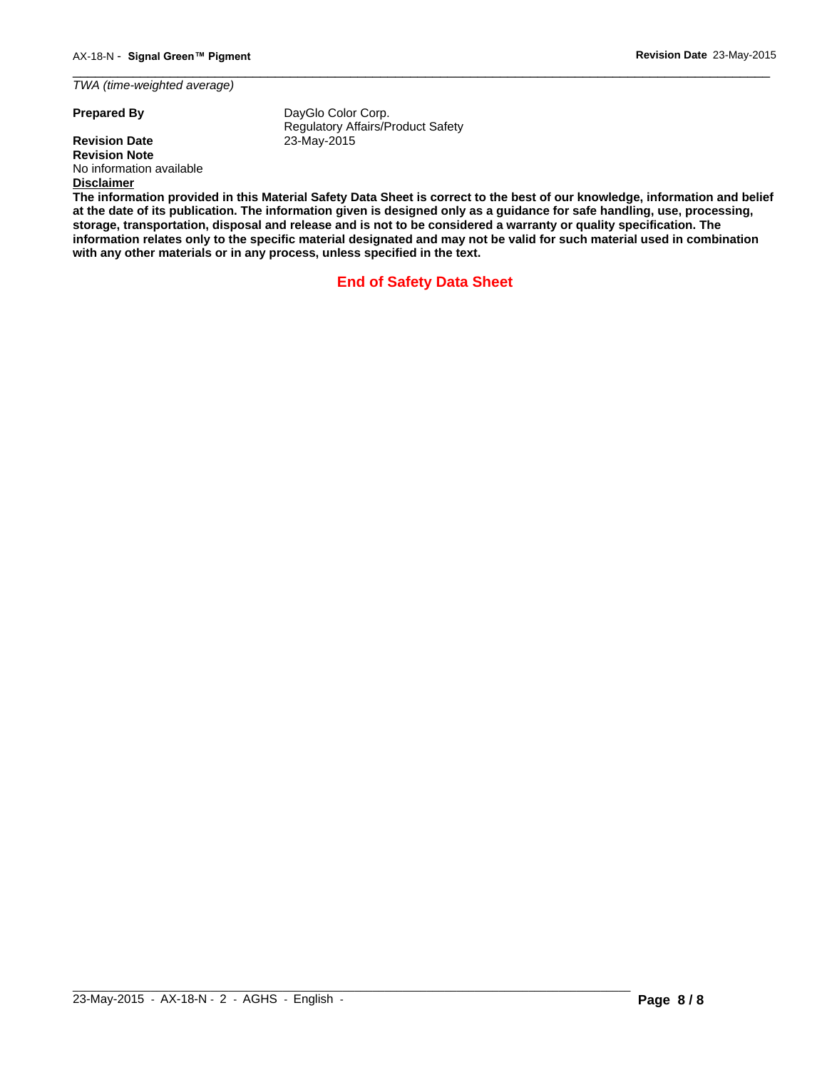*TWA (time-weighted average)*

**Prepared By** DayGlo Color Corp.
Regulatory Affairs/Product Safety

**Revision Date** 23-May-2015

**Revision Note**

No information available

**Disclaimer**

**The information provided in this Material Safety Data Sheet is correct to the best of our knowledge, information and belief at the date of its publication. The information given is designed only as a guidance for safe handling, use, processing, storage, transportation, disposal and release and is not to be considered a warranty or quality specification. The information relates only to the specific material designated and may not be valid for such material used in combination with any other materials or in any process, unless specified in the text.**

**End of Safety Data Sheet**